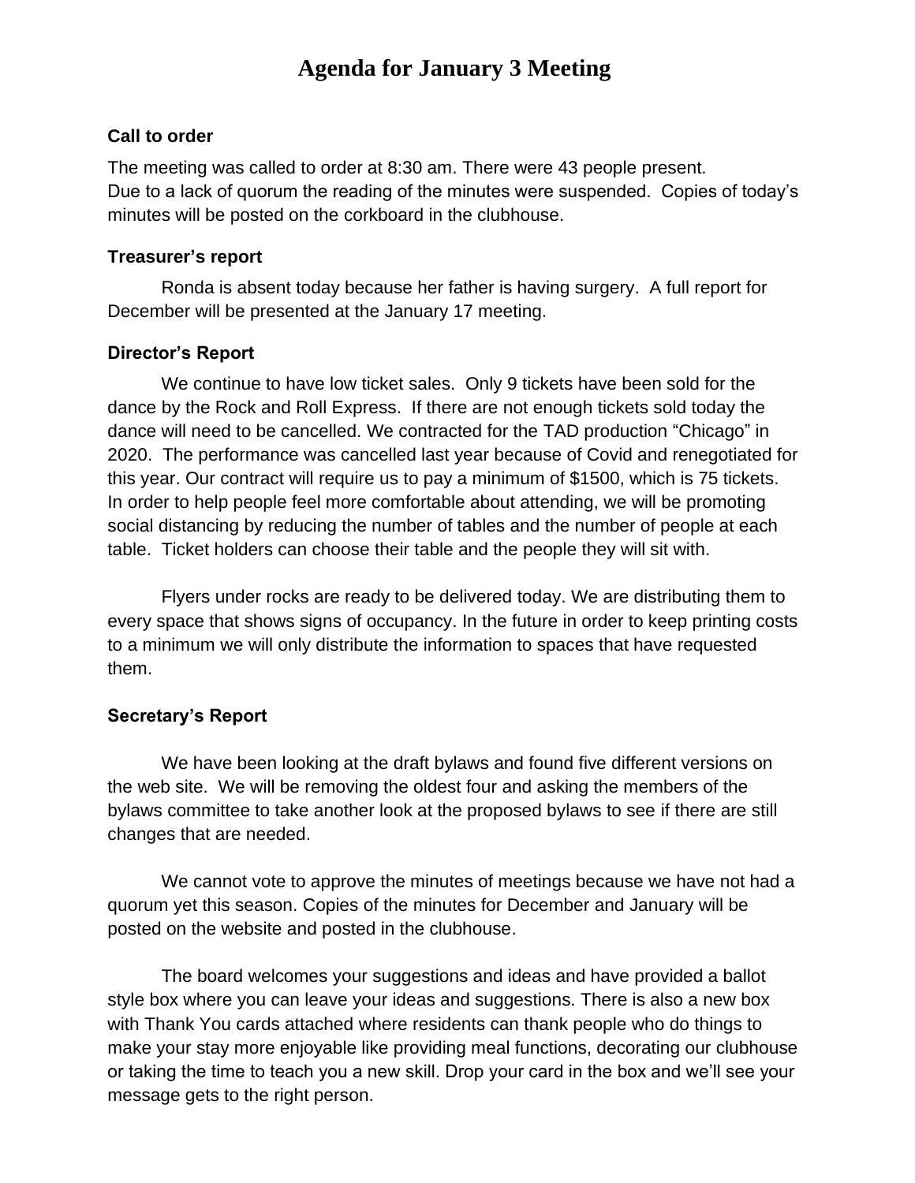# Agenda for January 3 Meeting

### Call to order

The meeting was called to order at 8:30 am. There were 43 people present.
Due to a lack of quorum the reading of the minutes were suspended. Copies of today's minutes will be posted on the corkboard in the clubhouse.

### Treasurer's report

Ronda is absent today because her father is having surgery. A full report for December will be presented at the January 17 meeting.

### Director's Report

We continue to have low ticket sales. Only 9 tickets have been sold for the dance by the Rock and Roll Express. If there are not enough tickets sold today the dance will need to be cancelled. We contracted for the TAD production "Chicago" in 2020. The performance was cancelled last year because of Covid and renegotiated for this year. Our contract will require us to pay a minimum of $1500, which is 75 tickets. In order to help people feel more comfortable about attending, we will be promoting social distancing by reducing the number of tables and the number of people at each table. Ticket holders can choose their table and the people they will sit with.

Flyers under rocks are ready to be delivered today. We are distributing them to every space that shows signs of occupancy. In the future in order to keep printing costs to a minimum we will only distribute the information to spaces that have requested them.

### Secretary's Report

We have been looking at the draft bylaws and found five different versions on the web site. We will be removing the oldest four and asking the members of the bylaws committee to take another look at the proposed bylaws to see if there are still changes that are needed.

We cannot vote to approve the minutes of meetings because we have not had a quorum yet this season. Copies of the minutes for December and January will be posted on the website and posted in the clubhouse.

The board welcomes your suggestions and ideas and have provided a ballot style box where you can leave your ideas and suggestions. There is also a new box with Thank You cards attached where residents can thank people who do things to make your stay more enjoyable like providing meal functions, decorating our clubhouse or taking the time to teach you a new skill. Drop your card in the box and we'll see your message gets to the right person.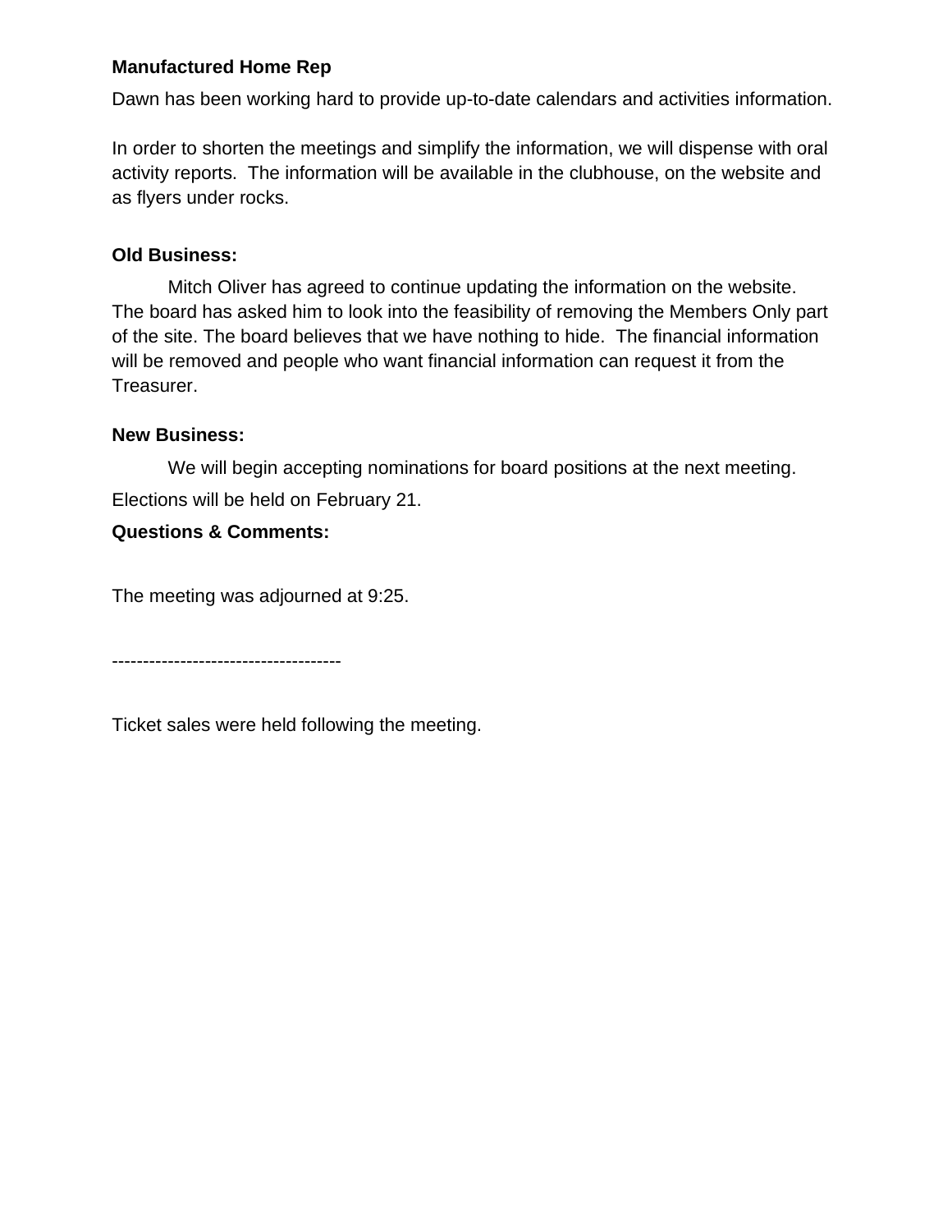**Manufactured Home Rep**

Dawn has been working hard to provide up-to-date calendars and activities information.

In order to shorten the meetings and simplify the information, we will dispense with oral activity reports. The information will be available in the clubhouse, on the website and as flyers under rocks.

**Old Business:**

Mitch Oliver has agreed to continue updating the information on the website. The board has asked him to look into the feasibility of removing the Members Only part of the site. The board believes that we have nothing to hide. The financial information will be removed and people who want financial information can request it from the Treasurer.

**New Business:**

We will begin accepting nominations for board positions at the next meeting. Elections will be held on February 21.

**Questions & Comments:**

The meeting was adjourned at 9:25.

-------------------------------------

Ticket sales were held following the meeting.